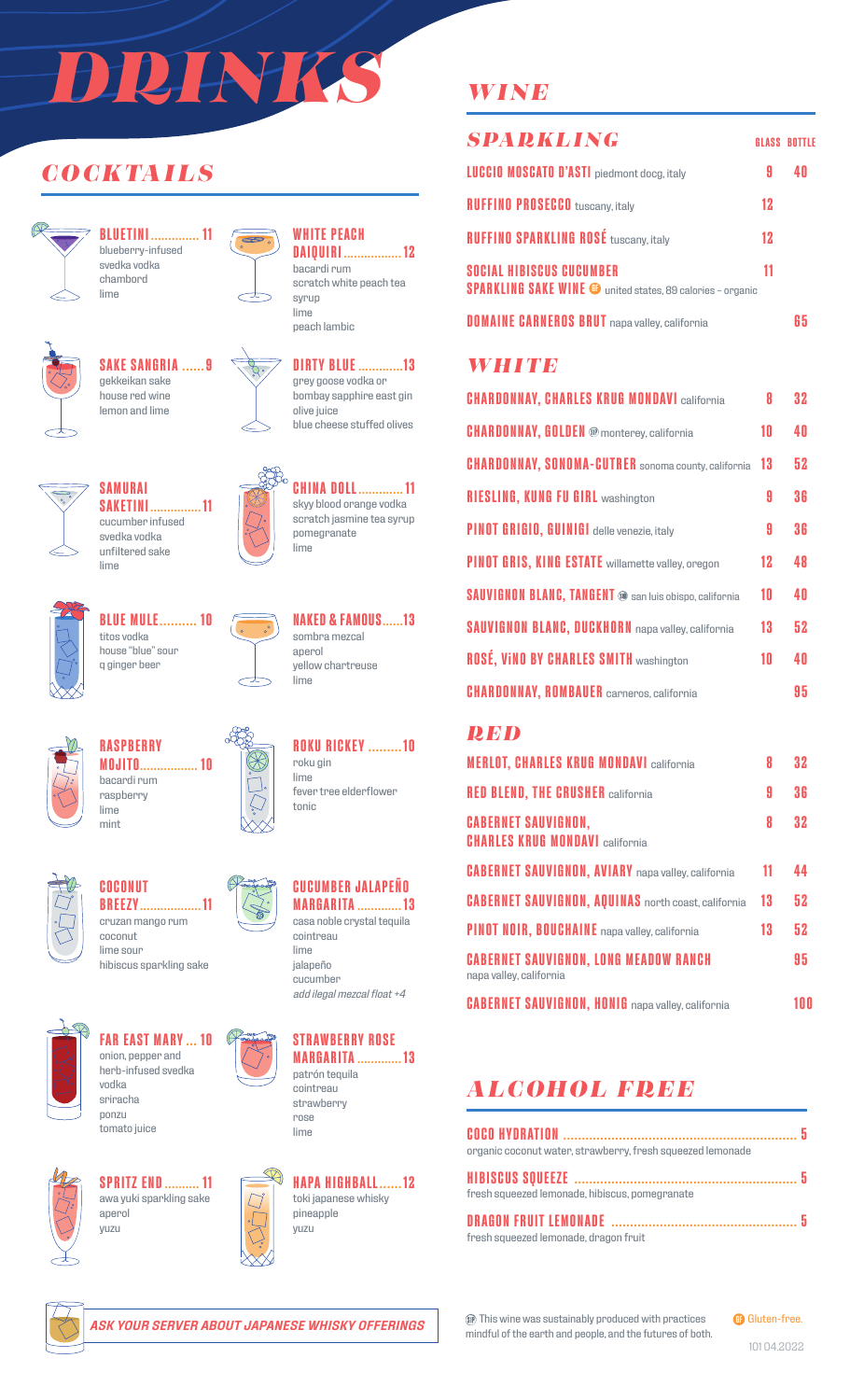# DRINKS

## COCKTAILS

**BLUETINI** ............. 11
blueberry-infused svedka vodka
chambord
lime

**WHITE PEACH DAIQUIRI** ................. 12
bacardi rum
scratch white peach tea syrup
lime
peach lambic

**SAKE SANGRIA** ...... 9
gekkeikan sake
house red wine
lemon and lime

**DIRTY BLUE** ............. 13
grey goose vodka or bombay sapphire east gin
olive juice
blue cheese stuffed olives

**SAMURAI SAKETINI** ............... 11
cucumber infused svedka vodka
unfiltered sake
lime

**CHINA DOLL** ............. 11
skyy blood orange vodka
scratch jasmine tea syrup
pomegranate
lime

**BLUE MULE** .......... 10
titos vodka
house "blue" sour
q ginger beer

**NAKED & FAMOUS** ...... 13
sombra mezcal
aperol
yellow chartreuse
lime

**RASPBERRY MOJITO** ................. 10
bacardi rum
raspberry
lime
mint

**ROKU RICKEY** ......... 10
roku gin
lime
fever tree elderflower tonic

**COCONUT BREEZY** ................. 11
cruzan mango rum
coconut
lime sour
hibiscus sparkling sake

**CUCUMBER JALAPEÑO MARGARITA** ............. 13
casa noble crystal tequila
cointreau
lime
jalapeño
cucumber
*add ilegal mezcal float +4*

**FAR EAST MARY** ... 10
onion, pepper and herb-infused svedka vodka
sriracha
ponzu
tomato juice

**STRAWBERRY ROSE MARGARITA** ............. 13
patrón tequila
cointreau
strawberry
rose
lime

**SPRITZ END** .......... 11
awa yuki sparkling sake
aperol
yuzu

**HAPA HIGHBALL** ...... 12
toki japanese whisky
pineapple
yuzu

***ASK YOUR SERVER ABOUT JAPANESE WHISKY OFFERINGS***

## WINE

### SPARKLING

| | GLASS | BOTTLE |
|---|---|---|
| **LUCCIO MOSCATO D'ASTI** piedmont docg, italy | 9 | 40 |
| **RUFFINO PROSECCO** tuscany, italy | 12 | |
| **RUFFINO SPARKLING ROSÉ** tuscany, italy | 12 | |
| **SOCIAL HIBISCUS CUCUMBER SPARKLING SAKE WINE** (GF) united states, 89 calories – organic | 11 | |
| **DOMAINE CARNEROS BRUT** napa valley, california | | 65 |

### WHITE

| | GLASS | BOTTLE |
|---|---|---|
| **CHARDONNAY, CHARLES KRUG MONDAVI** california | 8 | 32 |
| **CHARDONNAY, GOLDEN** (SP) monterey, california | 10 | 40 |
| **CHARDONNAY, SONOMA-CUTRER** sonoma county, california | 13 | 52 |
| **RIESLING, KUNG FU GIRL** washington | 9 | 36 |
| **PINOT GRIGIO, GUINIGI** delle venezie, italy | 9 | 36 |
| **PINOT GRIS, KING ESTATE** willamette valley, oregon | 12 | 48 |
| **SAUVIGNON BLANC, TANGENT** (SP) san luis obispo, california | 10 | 40 |
| **SAUVIGNON BLANC, DUCKHORN** napa valley, california | 13 | 52 |
| **ROSÉ, ViNO BY CHARLES SMITH** washington | 10 | 40 |
| **CHARDONNAY, ROMBAUER** carneros, california | | 95 |

### RED

| | GLASS | BOTTLE |
|---|---|---|
| **MERLOT, CHARLES KRUG MONDAVI** california | 8 | 32 |
| **RED BLEND, THE CRUSHER** california | 9 | 36 |
| **CABERNET SAUVIGNON, CHARLES KRUG MONDAVI** california | 8 | 32 |
| **CABERNET SAUVIGNON, AVIARY** napa valley, california | 11 | 44 |
| **CABERNET SAUVIGNON, AQUINAS** north coast, california | 13 | 52 |
| **PINOT NOIR, BOUCHAINE** napa valley, california | 13 | 52 |
| **CABERNET SAUVIGNON, LONG MEADOW RANCH** napa valley, california | | 95 |
| **CABERNET SAUVIGNON, HONIG** napa valley, california | | 100 |

## ALCOHOL FREE

**COCO HYDRATION** .............................................................. 5
organic coconut water, strawberry, fresh squeezed lemonade

**HIBISCUS SQUEEZE** ........................................................... 5
fresh squeezed lemonade, hibiscus, pomegranate

**DRAGON FRUIT LEMONADE** ................................................ 5
fresh squeezed lemonade, dragon fruit

(SP) This wine was sustainably produced with practices mindful of the earth and people, and the futures of both.

(GF) Gluten-free.

101 04.2022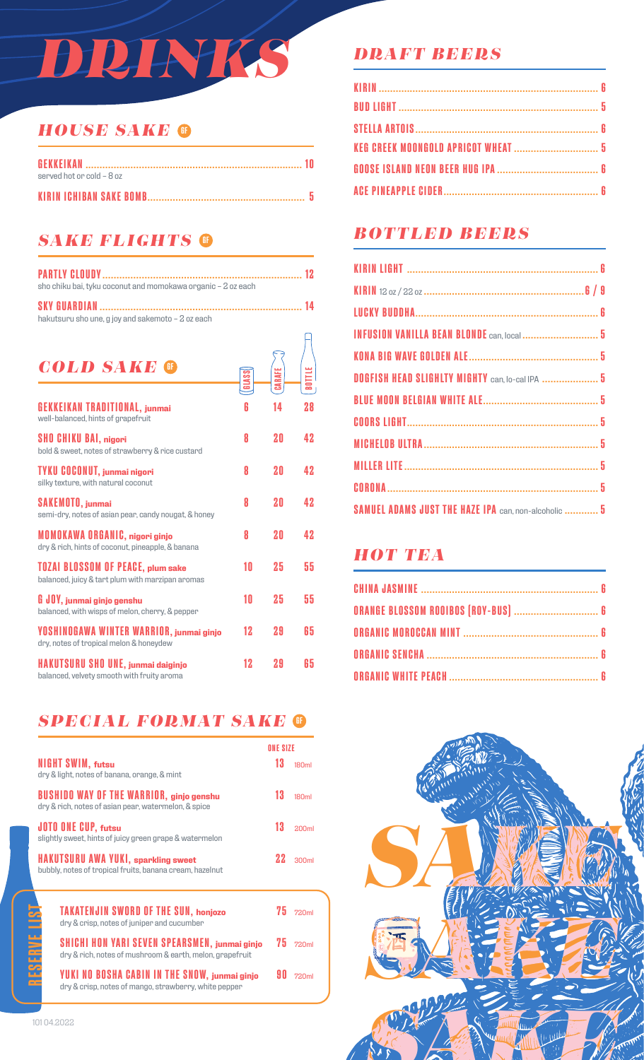# DRINKS

## HOUSE SAKE GF

**GEKKEIKAN** ............ 10
served hot or cold – 8 oz

**KIRIN ICHIBAN SAKE BOMB** ............ 5

## SAKE FLIGHTS GF

**PARTLY CLOUDY** ............ 12
sho chiku bai, tyku coconut and momokawa organic – 2 oz each

**SKY GUARDIAN** ............ 14
hakutsuru sho une, g joy and sakemoto – 2 oz each

## COLD SAKE GF

| | GLASS | CARAFE | BOTTLE |
|---|---|---|---|
| **GEKKEIKAN TRADITIONAL, junmai** well-balanced, hints of grapefruit | 6 | 14 | 28 |
| **SHO CHIKU BAI, nigori** bold & sweet, notes of strawberry & rice custard | 8 | 20 | 42 |
| **TYKU COCONUT, junmai nigori** silky texture, with natural coconut | 8 | 20 | 42 |
| **SAKEMOTO, junmai** semi-dry, notes of asian pear, candy nougat, & honey | 8 | 20 | 42 |
| **MOMOKAWA ORGANIC, nigori ginjo** dry & rich, hints of coconut, pineapple, & banana | 8 | 20 | 42 |
| **TOZAI BLOSSOM OF PEACE, plum sake** balanced, juicy & tart plum with marzipan aromas | 10 | 25 | 55 |
| **G JOY, junmai ginjo genshu** balanced, with wisps of melon, cherry, & pepper | 10 | 25 | 55 |
| **YOSHINOGAWA WINTER WARRIOR, junmai ginjo** dry, notes of tropical melon & honeydew | 12 | 29 | 65 |
| **HAKUTSURU SHO UNE, junmai daiginjo** balanced, velvety smooth with fruity aroma | 12 | 29 | 65 |

## SPECIAL FORMAT SAKE GF

| | ONE SIZE | |
|---|---|---|
| **NIGHT SWIM, futsu** dry & light, notes of banana, orange, & mint | 13 | 180ml |
| **BUSHIDO WAY OF THE WARRIOR, ginjo genshu** dry & rich, notes of asian pear, watermelon, & spice | 13 | 180ml |
| **JOTO ONE CUP, futsu** slightly sweet, hints of juicy green grape & watermelon | 13 | 200ml |
| **HAKUTSURU AWA YUKI, sparkling sweet** bubbly, notes of tropical fruits, banana cream, hazelnut | 22 | 300ml |

### RESERVE LIST

| | | |
|---|---|---|
| **TAKATENJIN SWORD OF THE SUN, honjozo** dry & crisp, notes of juniper and cucumber | 75 | 720ml |
| **SHICHI HON YARI SEVEN SPEARSMEN, junmai ginjo** dry & rich, notes of mushroom & earth, melon, grapefruit | 75 | 720ml |
| **YUKI NO BOSHA CABIN IN THE SNOW, junmai ginjo** dry & crisp, notes of mango, strawberry, white pepper | 90 | 720ml |

101 04.2022

## DRAFT BEERS

**KIRIN** ............ 6
**BUD LIGHT** ............ 5
**STELLA ARTOIS** ............ 6
**KEG CREEK MOONGOLD APRICOT WHEAT** ............ 5
**GOOSE ISLAND NEON BEER HUG IPA** ............ 6
**ACE PINEAPPLE CIDER** ............ 6

## BOTTLED BEERS

**KIRIN LIGHT** ............ 6
**KIRIN** 12 oz / 22 oz ............ 6 / 9
**LUCKY BUDDHA** ............ 6
**INFUSION VANILLA BEAN BLONDE** can, local ............ 5
**KONA BIG WAVE GOLDEN ALE** ............ 5
**DOGFISH HEAD SLIGHTLY MIGHTY** can, lo-cal IPA ............ 5
**BLUE MOON BELGIAN WHITE ALE** ............ 5
**COORS LIGHT** ............ 5
**MICHELOB ULTRA** ............ 5
**MILLER LITE** ............ 5
**CORONA** ............ 5
**SAMUEL ADAMS JUST THE HAZE IPA** can, non-alcoholic ............ 5

## HOT TEA

**CHINA JASMINE** ............ 6
**ORANGE BLOSSOM ROOIBOS (ROY-BUS)** ............ 6
**ORGANIC MOROCCAN MINT** ............ 6
**ORGANIC SENCHA** ............ 6
**ORGANIC WHITE PEACH** ............ 6